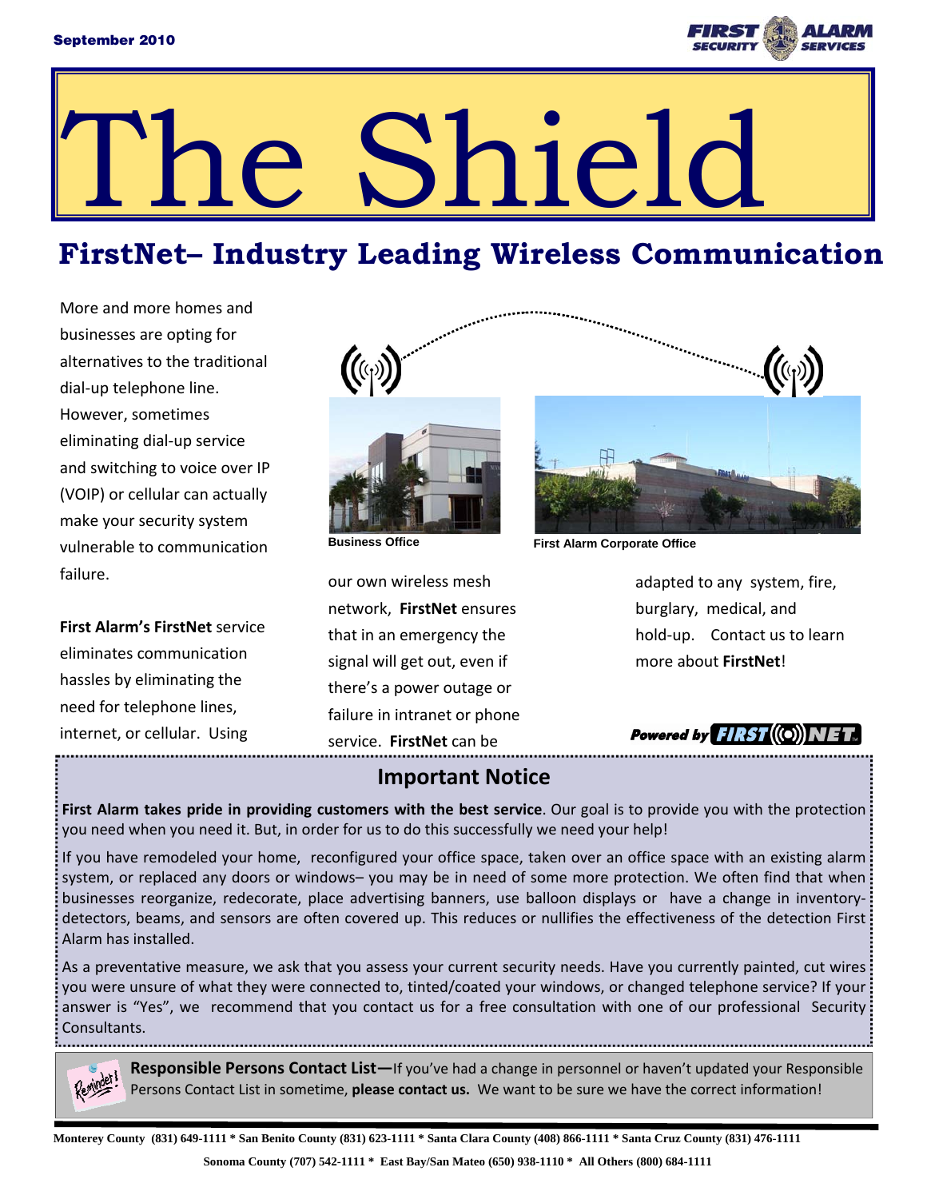September 2010

# The Shield

## FirstNet– Industry Leading Wireless Communication

More and more homes and businesses are opting for alternatives to the traditional dial-up telephone line. However, sometimes eliminating dial-up service and switching to voice over IP (VOIP) or cellular can actually make your security system vulnerable to communication failure.

**First Alarm's FirstNet** service eliminates communication hassles by eliminating the need for telephone lines, internet, or cellular. Using our own wireless mesh network, **FirstNet** ensures that in an emergency the signal will get out, even if there's a power outage or failure in intranet or phone service. **FirstNet** can be adapted to any system, fire, burglary, medical, and hold-up. Contact us to learn more about **FirstNet**!

Business Office

First Alarm Corporate Office

Powered by FIRST NET

## Important Notice

**First Alarm takes pride in providing customers with the best service**. Our goal is to provide you with the protection you need when you need it. But, in order for us to do this successfully we need your help!

If you have remodeled your home, reconfigured your office space, taken over an office space with an existing alarm system, or replaced any doors or windows– you may be in need of some more protection. We often find that when businesses reorganize, redecorate, place advertising banners, use balloon displays or have a change in inventory- detectors, beams, and sensors are often covered up. This reduces or nullifies the effectiveness of the detection First Alarm has installed.

As a preventative measure, we ask that you assess your current security needs. Have you currently painted, cut wires you were unsure of what they were connected to, tinted/coated your windows, or changed telephone service? If your answer is "Yes", we recommend that you contact us for a free consultation with one of our professional Security Consultants.

**Responsible Persons Contact List—**If you've had a change in personnel or haven't updated your Responsible Persons Contact List in sometime, **please contact us.** We want to be sure we have the correct information!

**Monterey County (831) 649-1111 * San Benito County (831) 623-1111 * Santa Clara County (408) 866-1111 * Santa Cruz County (831) 476-1111**

**Sonoma County (707) 542-1111 * East Bay/San Mateo (650) 938-1110 * All Others (800) 684-1111**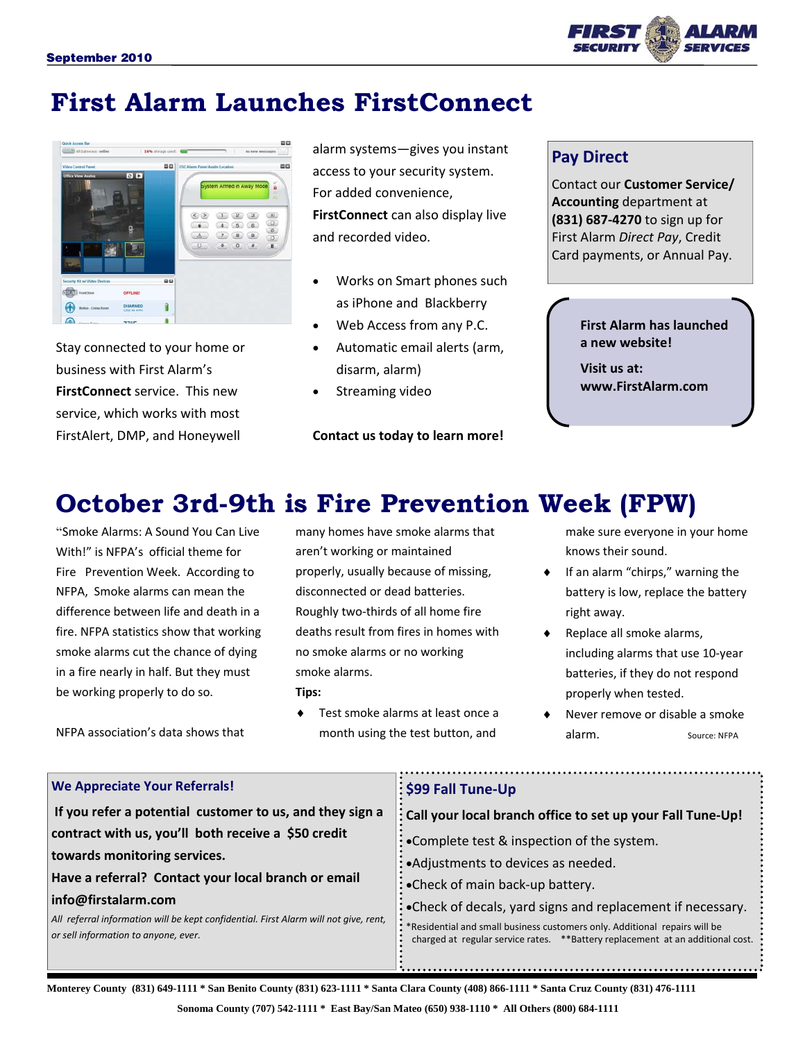September 2010

# First Alarm Launches FirstConnect

Stay connected to your home or business with First Alarm's **FirstConnect** service. This new service, which works with most FirstAlert, DMP, and Honeywell alarm systems—gives you instant access to your security system. For added convenience, **FirstConnect** can also display live and recorded video.

- Works on Smart phones such as iPhone and Blackberry
- Web Access from any P.C.
- Automatic email alerts (arm, disarm, alarm)
- Streaming video

**Contact us today to learn more!**

## Pay Direct

Contact our **Customer Service/ Accounting** department at **(831) 687-4270** to sign up for First Alarm *Direct Pay*, Credit Card payments, or Annual Pay.

**First Alarm has launched a new website!**

**Visit us at: www.FirstAlarm.com**

# October 3rd-9th is Fire Prevention Week (FPW)

"Smoke Alarms: A Sound You Can Live With!" is NFPA's official theme for Fire Prevention Week. According to NFPA, Smoke alarms can mean the difference between life and death in a fire. NFPA statistics show that working smoke alarms cut the chance of dying in a fire nearly in half. But they must be working properly to do so.

NFPA association's data shows that many homes have smoke alarms that aren't working or maintained properly, usually because of missing, disconnected or dead batteries. Roughly two-thirds of all home fire deaths result from fires in homes with no smoke alarms or no working smoke alarms.

**Tips:**

- Test smoke alarms at least once a month using the test button, and make sure everyone in your home knows their sound.
- If an alarm "chirps," warning the battery is low, replace the battery right away.
- Replace all smoke alarms, including alarms that use 10-year batteries, if they do not respond properly when tested.
- Never remove or disable a smoke alarm.

Source: NFPA

## We Appreciate Your Referrals!

**If you refer a potential customer to us, and they sign a contract with us, you'll both receive a $50 credit towards monitoring services.**

**Have a referral? Contact your local branch or email info@firstalarm.com**

*All referral information will be kept confidential. First Alarm will not give, rent, or sell information to anyone, ever.*

## $99 Fall Tune-Up

**Call your local branch office to set up your Fall Tune-Up!**

- Complete test & inspection of the system.
- Adjustments to devices as needed.
- Check of main back-up battery.
- Check of decals, yard signs and replacement if necessary.

*Residential and small business customers only. Additional repairs will be charged at regular service rates. **Battery replacement at an additional cost.

**Monterey County (831) 649-1111 * San Benito County (831) 623-1111 * Santa Clara County (408) 866-1111 * Santa Cruz County (831) 476-1111**

**Sonoma County (707) 542-1111 * East Bay/San Mateo (650) 938-1110 * All Others (800) 684-1111**